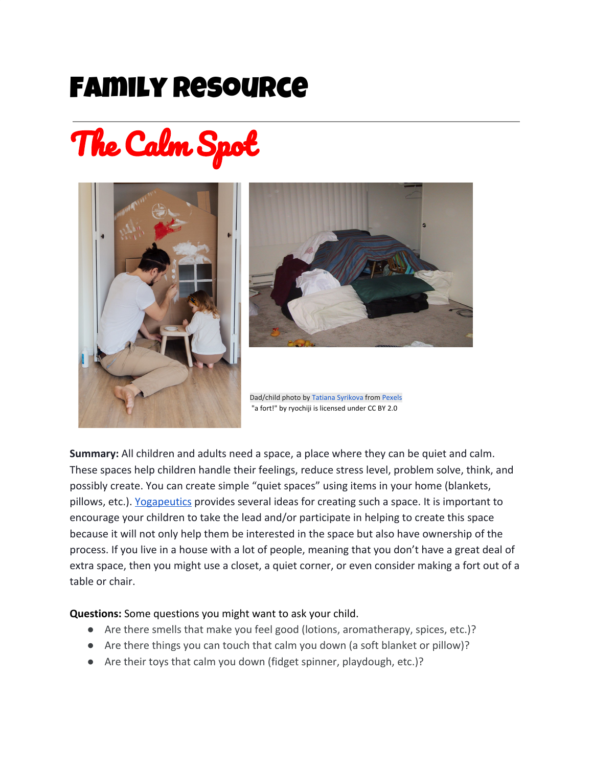# Family Resource

## The Calm Spot

Dad/child photo by Tatiana Syrikova from Pexels
"a fort!" by ryochiji is licensed under CC BY 2.0

**Summary:** All children and adults need a space, a place where they can be quiet and calm. These spaces help children handle their feelings, reduce stress level, problem solve, think, and possibly create. You can create simple "quiet spaces" using items in your home (blankets, pillows, etc.). Yogapeutics provides several ideas for creating such a space. It is important to encourage your children to take the lead and/or participate in helping to create this space because it will not only help them be interested in the space but also have ownership of the process. If you live in a house with a lot of people, meaning that you don't have a great deal of extra space, then you might use a closet, a quiet corner, or even consider making a fort out of a table or chair.

**Questions:** Some questions you might want to ask your child.

- Are there smells that make you feel good (lotions, aromatherapy, spices, etc.)?
- Are there things you can touch that calm you down (a soft blanket or pillow)?
- Are their toys that calm you down (fidget spinner, playdough, etc.)?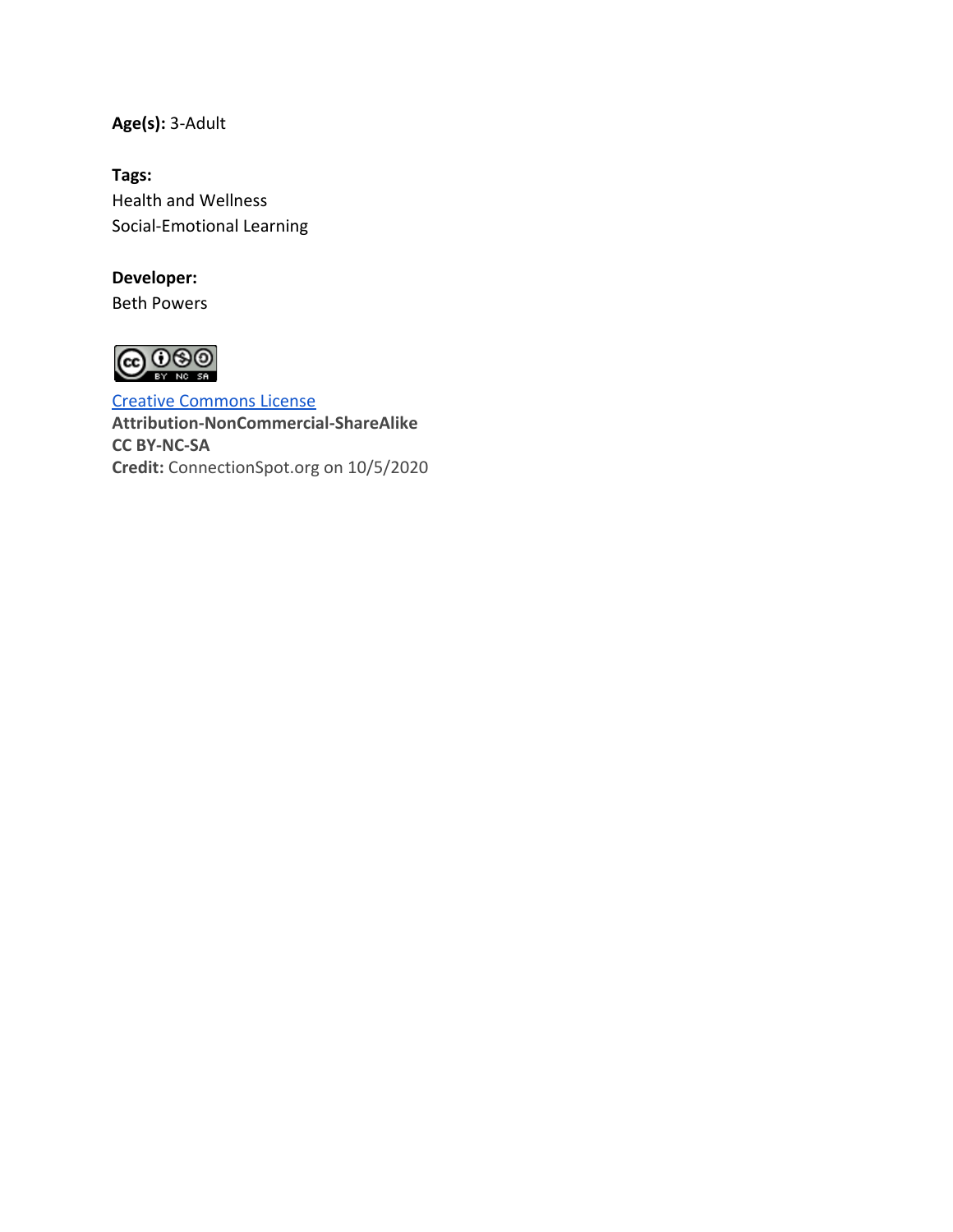**Age(s):** 3-Adult

**Tags:**
Health and Wellness
Social-Emotional Learning

**Developer:**
Beth Powers

[Creative Commons License](https://creativecommons.org/licenses/by-nc-sa/4.0/)
**Attribution-NonCommercial-ShareAlike**
**CC BY-NC-SA**
**Credit:** ConnectionSpot.org on 10/5/2020